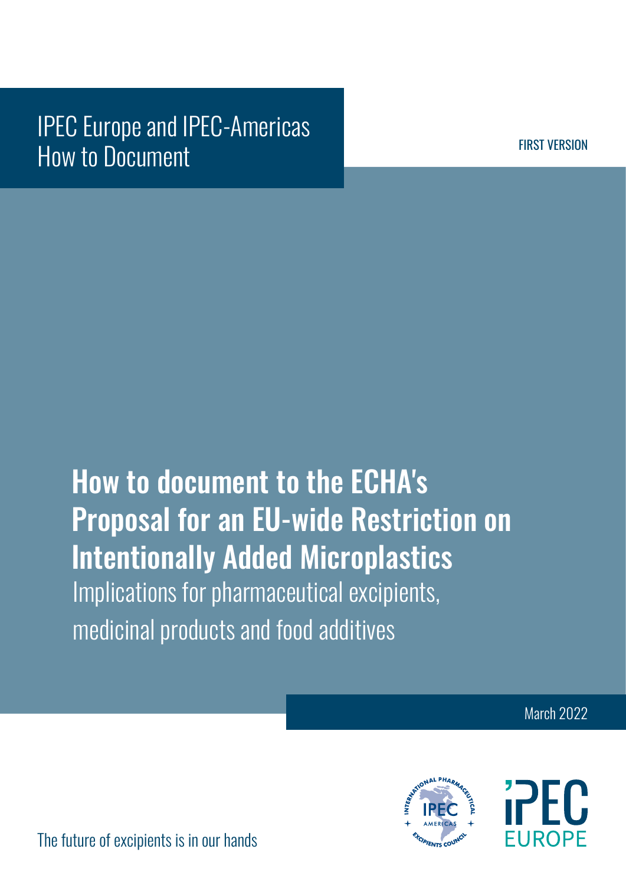IPEC Europe and IPEC-Americas
How to Document

FIRST VERSION

# How to document to the ECHA's Proposal for an EU-wide Restriction on Intentionally Added Microplastics

Implications for pharmaceutical excipients, medicinal products and food additives

March 2022

The future of excipients is in our hands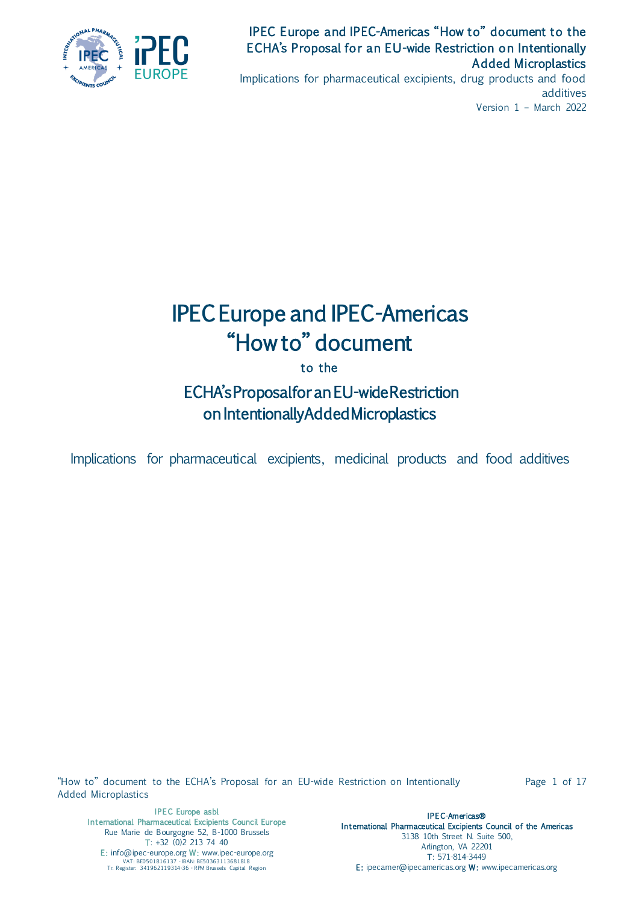# IPEC Europe and IPEC-Americas "How to" document

to the

## ECHA's Proposal for an EU-wide Restriction on Intentionally Added Microplastics

Implications for pharmaceutical excipients, medicinal products and food additives

IPEC Europe asbl
International Pharmaceutical Excipients Council Europe
Rue Marie de Bourgogne 52, B-1000 Brussels
T: +32 (0)2 213 74 40
E: info@ipec-europe.org W: www.ipec-europe.org
VAT: BE0501816137 - IBAN: BE50363113681818
Tr. Register: 341962119314-36 - RPM Brussels Capital Region

IPEC-Americas®
International Pharmaceutical Excipients Council of the Americas
3138 10th Street N. Suite 500,
Arlington, VA 22201
T: 571-814-3449
E: ipecamer@ipecamericas.org W: www.ipecamericas.org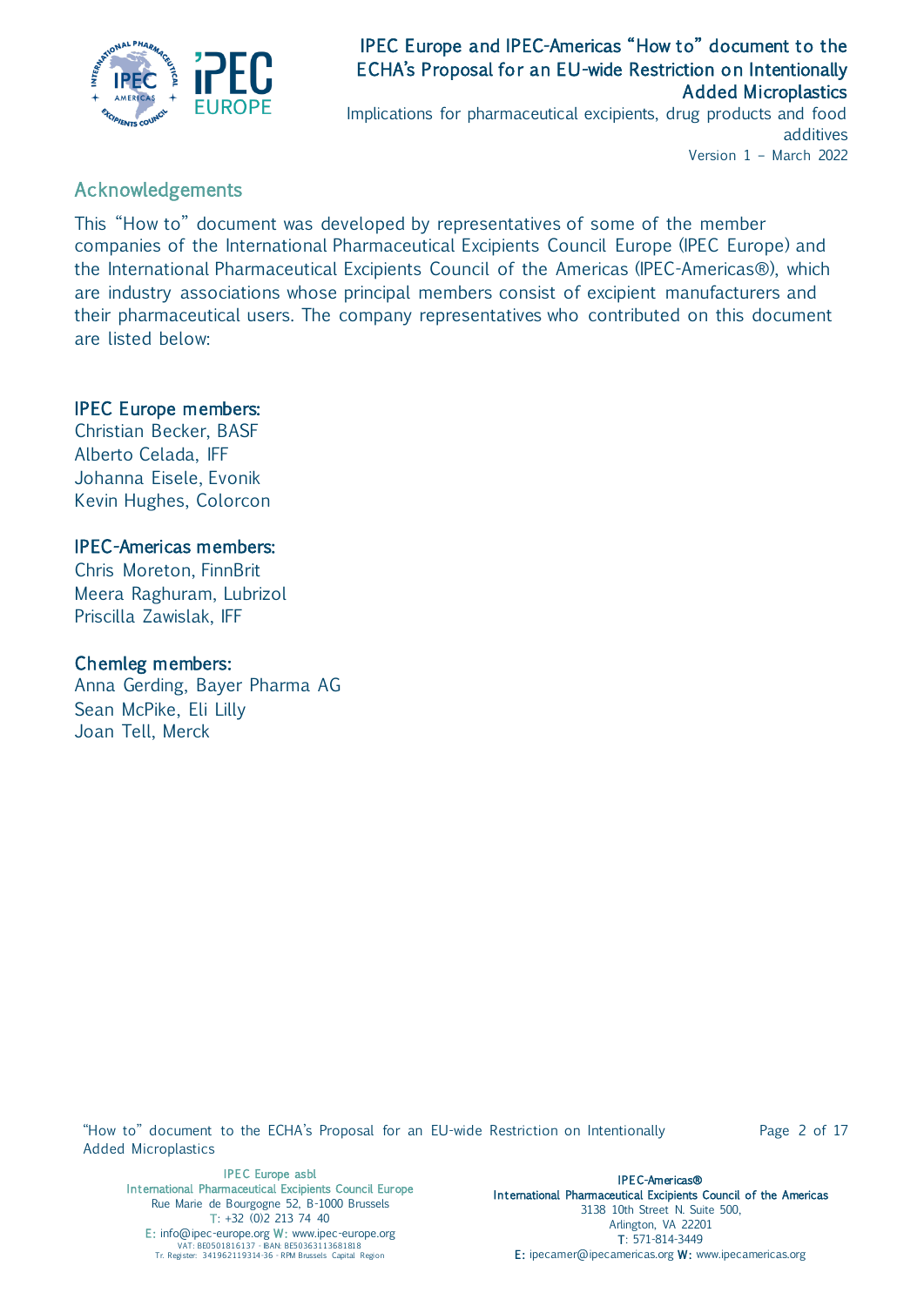## Acknowledgements

This "How to" document was developed by representatives of some of the member companies of the International Pharmaceutical Excipients Council Europe (IPEC Europe) and the International Pharmaceutical Excipients Council of the Americas (IPEC-Americas®), which are industry associations whose principal members consist of excipient manufacturers and their pharmaceutical users. The company representatives who contributed on this document are listed below:

### IPEC Europe members:

Christian Becker, BASF
Alberto Celada, IFF
Johanna Eisele, Evonik
Kevin Hughes, Colorcon

### IPEC-Americas members:

Chris Moreton, FinnBrit
Meera Raghuram, Lubrizol
Priscilla Zawislak, IFF

### Chemleg members:

Anna Gerding, Bayer Pharma AG
Sean McPike, Eli Lilly
Joan Tell, Merck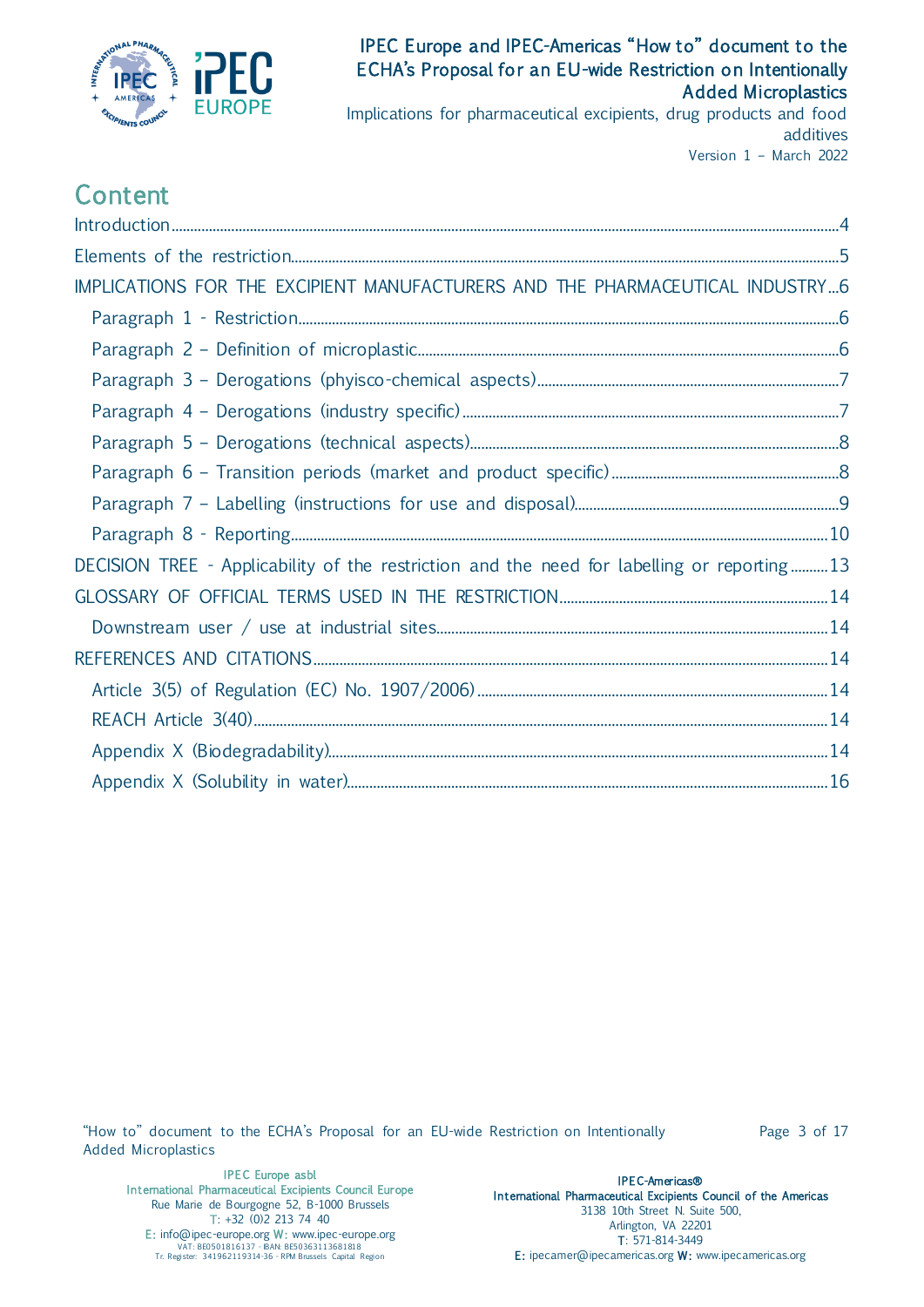# Content

- Introduction ... 4
- Elements of the restriction ... 5
- IMPLICATIONS FOR THE EXCIPIENT MANUFACTURERS AND THE PHARMACEUTICAL INDUSTRY ... 6
  - Paragraph 1 - Restriction ... 6
  - Paragraph 2 – Definition of microplastic ... 6
  - Paragraph 3 – Derogations (phyisco-chemical aspects) ... 7
  - Paragraph 4 – Derogations (industry specific) ... 7
  - Paragraph 5 – Derogations (technical aspects) ... 8
  - Paragraph 6 – Transition periods (market and product specific) ... 8
  - Paragraph 7 – Labelling (instructions for use and disposal) ... 9
  - Paragraph 8 - Reporting ... 10
- DECISION TREE - Applicability of the restriction and the need for labelling or reporting ... 13
- GLOSSARY OF OFFICIAL TERMS USED IN THE RESTRICTION ... 14
  - Downstream user / use at industrial sites ... 14
- REFERENCES AND CITATIONS ... 14
  - Article 3(5) of Regulation (EC) No. 1907/2006) ... 14
  - REACH Article 3(40) ... 14
  - Appendix X (Biodegradability) ... 14
  - Appendix X (Solubility in water) ... 16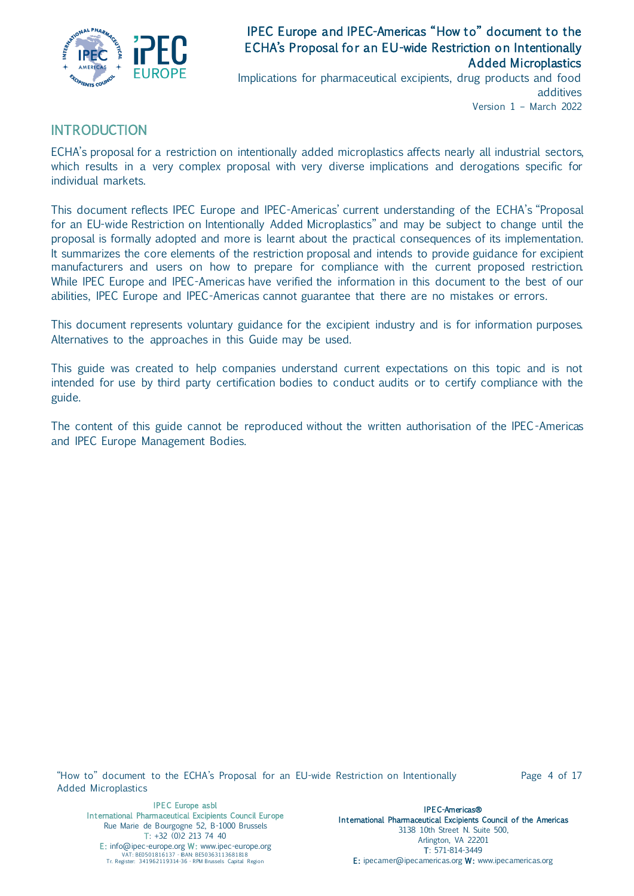# INTRODUCTION

ECHA's proposal for a restriction on intentionally added microplastics affects nearly all industrial sectors, which results in a very complex proposal with very diverse implications and derogations specific for individual markets.

This document reflects IPEC Europe and IPEC-Americas' current understanding of the ECHA's "Proposal for an EU-wide Restriction on Intentionally Added Microplastics" and may be subject to change until the proposal is formally adopted and more is learnt about the practical consequences of its implementation. It summarizes the core elements of the restriction proposal and intends to provide guidance for excipient manufacturers and users on how to prepare for compliance with the current proposed restriction. While IPEC Europe and IPEC-Americas have verified the information in this document to the best of our abilities, IPEC Europe and IPEC-Americas cannot guarantee that there are no mistakes or errors.

This document represents voluntary guidance for the excipient industry and is for information purposes. Alternatives to the approaches in this Guide may be used.

This guide was created to help companies understand current expectations on this topic and is not intended for use by third party certification bodies to conduct audits or to certify compliance with the guide.

The content of this guide cannot be reproduced without the written authorisation of the IPEC-Americas and IPEC Europe Management Bodies.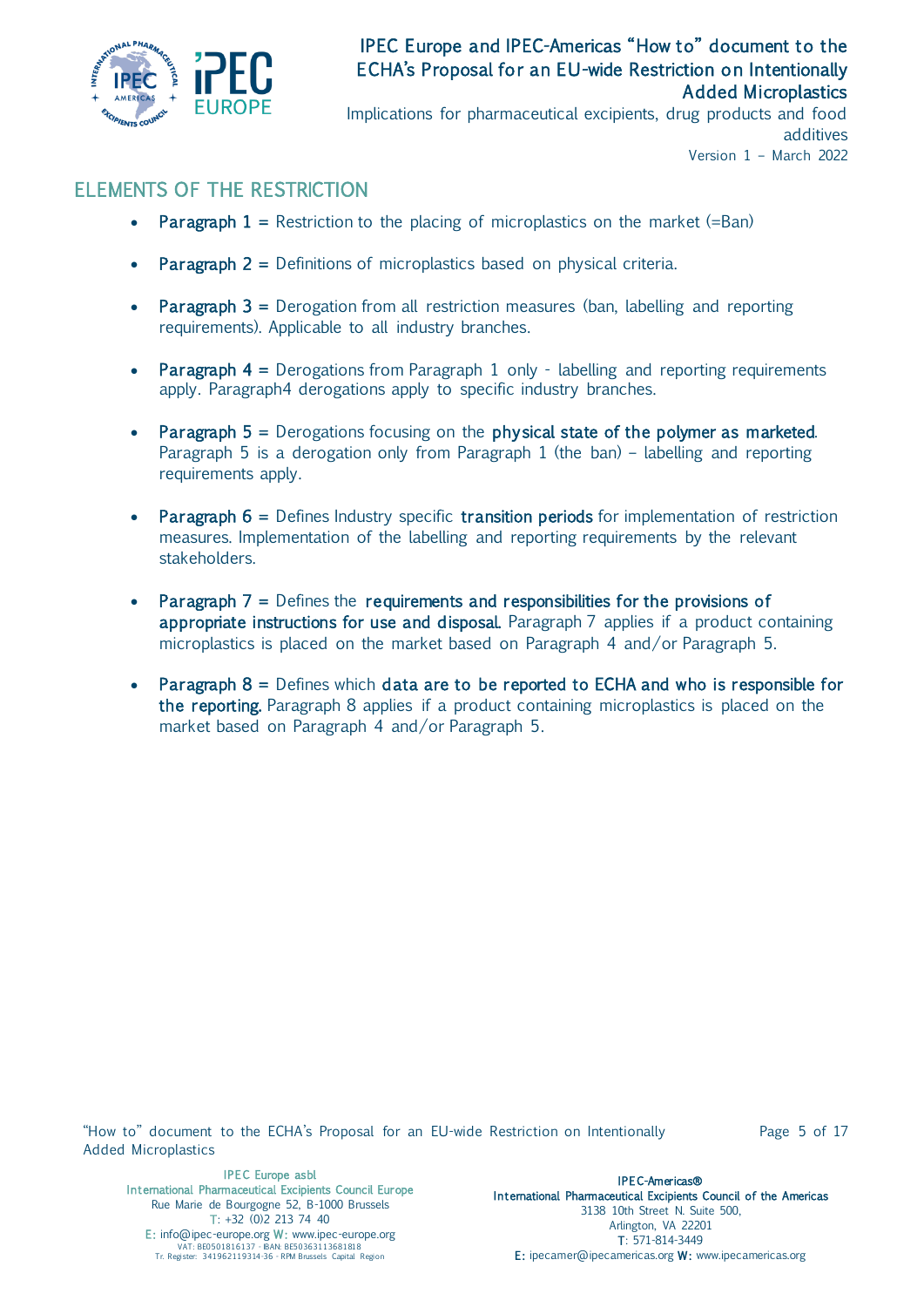## ELEMENTS OF THE RESTRICTION

- **Paragraph 1 =** Restriction to the placing of microplastics on the market (=Ban)
- **Paragraph 2 =** Definitions of microplastics based on physical criteria.
- **Paragraph 3 =** Derogation from all restriction measures (ban, labelling and reporting requirements). Applicable to all industry branches.
- **Paragraph 4 =** Derogations from Paragraph 1 only - labelling and reporting requirements apply. Paragraph4 derogations apply to specific industry branches.
- **Paragraph 5 =** Derogations focusing on the **physical state of the polymer as marketed**. Paragraph 5 is a derogation only from Paragraph 1 (the ban) – labelling and reporting requirements apply.
- **Paragraph 6 =** Defines Industry specific **transition periods** for implementation of restriction measures. Implementation of the labelling and reporting requirements by the relevant stakeholders.
- **Paragraph 7 =** Defines the **requirements and responsibilities for the provisions of appropriate instructions for use and disposal.** Paragraph 7 applies if a product containing microplastics is placed on the market based on Paragraph 4 and/or Paragraph 5.
- **Paragraph 8 =** Defines which **data are to be reported to ECHA and who is responsible for the reporting.** Paragraph 8 applies if a product containing microplastics is placed on the market based on Paragraph 4 and/or Paragraph 5.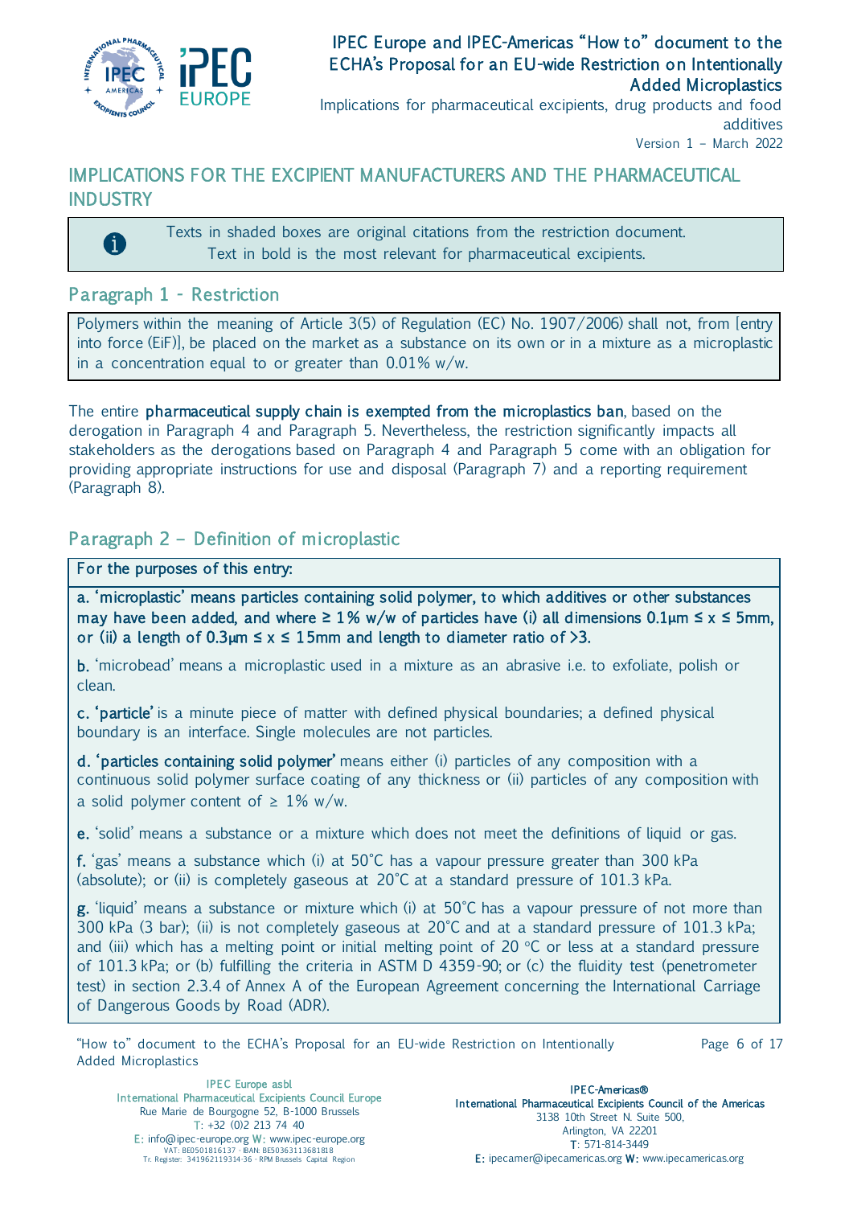## IMPLICATIONS FOR THE EXCIPIENT MANUFACTURERS AND THE PHARMACEUTICAL INDUSTRY

> Texts in shaded boxes are original citations from the restriction document.
> Text in bold is the most relevant for pharmaceutical excipients.

### Paragraph 1 - Restriction

> Polymers within the meaning of Article 3(5) of Regulation (EC) No. 1907/2006) shall not, from [entry into force (EiF)], be placed on the market as a substance on its own or in a mixture as a microplastic in a concentration equal to or greater than 0.01% w/w.

The entire **pharmaceutical supply chain is exempted from the microplastics ban**, based on the derogation in Paragraph 4 and Paragraph 5. Nevertheless, the restriction significantly impacts all stakeholders as the derogations based on Paragraph 4 and Paragraph 5 come with an obligation for providing appropriate instructions for use and disposal (Paragraph 7) and a reporting requirement (Paragraph 8).

### Paragraph 2 – Definition of microplastic

> **For the purposes of this entry:**
>
> **a. 'microplastic' means particles containing solid polymer, to which additives or other substances may have been added, and where ≥ 1% w/w of particles have (i) all dimensions 0.1µm ≤ x ≤ 5mm, or (ii) a length of 0.3µm ≤ x ≤ 15mm and length to diameter ratio of >3.**
>
> **b.** 'microbead' means a microplastic used in a mixture as an abrasive i.e. to exfoliate, polish or clean.
>
> **c. 'particle'** is a minute piece of matter with defined physical boundaries; a defined physical boundary is an interface. Single molecules are not particles.
>
> **d. 'particles containing solid polymer'** means either (i) particles of any composition with a continuous solid polymer surface coating of any thickness or (ii) particles of any composition with a solid polymer content of ≥ 1% w/w.
>
> **e.** 'solid' means a substance or a mixture which does not meet the definitions of liquid or gas.
>
> **f.** 'gas' means a substance which (i) at 50°C has a vapour pressure greater than 300 kPa (absolute); or (ii) is completely gaseous at 20°C at a standard pressure of 101.3 kPa.
>
> **g.** 'liquid' means a substance or mixture which (i) at 50°C has a vapour pressure of not more than 300 kPa (3 bar); (ii) is not completely gaseous at 20°C and at a standard pressure of 101.3 kPa; and (iii) which has a melting point or initial melting point of 20 °C or less at a standard pressure of 101.3 kPa; or (b) fulfilling the criteria in ASTM D 4359-90; or (c) the fluidity test (penetrometer test) in section 2.3.4 of Annex A of the European Agreement concerning the International Carriage of Dangerous Goods by Road (ADR).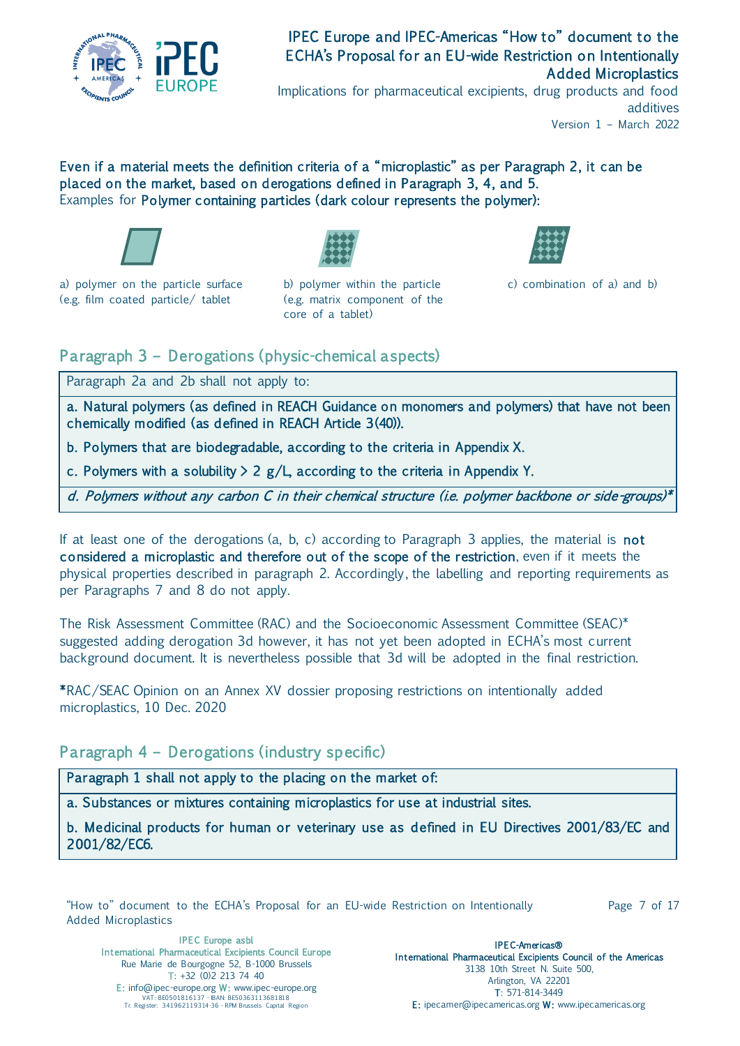**Even if a material meets the definition criteria of a "microplastic" as per Paragraph 2, it can be placed on the market, based on derogations defined in Paragraph 3, 4, and 5.**
Examples for **Polymer containing particles (dark colour represents the polymer):**

a) polymer on the particle surface (e.g. film coated particle/ tablet

b) polymer within the particle (e.g. matrix component of the core of a tablet)

c) combination of a) and b)

## Paragraph 3 – Derogations (physic-chemical aspects)

| Paragraph 2a and 2b shall not apply to: |
|---|
| **a. Natural polymers (as defined in REACH Guidance on monomers and polymers) that have not been chemically modified (as defined in REACH Article 3(40)).** |
| **b. Polymers that are biodegradable, according to the criteria in Appendix X.** |
| **c. Polymers with a solubility > 2 g/L, according to the criteria in Appendix Y.** |
| ***d. Polymers without any carbon C in their chemical structure (i.e. polymer backbone or side-groups)**** |

If at least one of the derogations (a, b, c) according to Paragraph 3 applies, the material is **not considered a microplastic and therefore out of the scope of the restriction**, even if it meets the physical properties described in paragraph 2. Accordingly, the labelling and reporting requirements as per Paragraphs 7 and 8 do not apply.

The Risk Assessment Committee (RAC) and the Socioeconomic Assessment Committee (SEAC)* suggested adding derogation 3d however, it has not yet been adopted in ECHA's most current background document. It is nevertheless possible that 3d will be adopted in the final restriction.

***RAC/SEAC Opinion on an Annex XV dossier proposing restrictions on intentionally added microplastics, 10 Dec. 2020

## Paragraph 4 – Derogations (industry specific)

| **Paragraph 1 shall not apply to the placing on the market of:** |
|---|
| **a. Substances or mixtures containing microplastics for use at industrial sites.** |
| **b. Medicinal products for human or veterinary use as defined in EU Directives 2001/83/EC and 2001/82/EC6.** |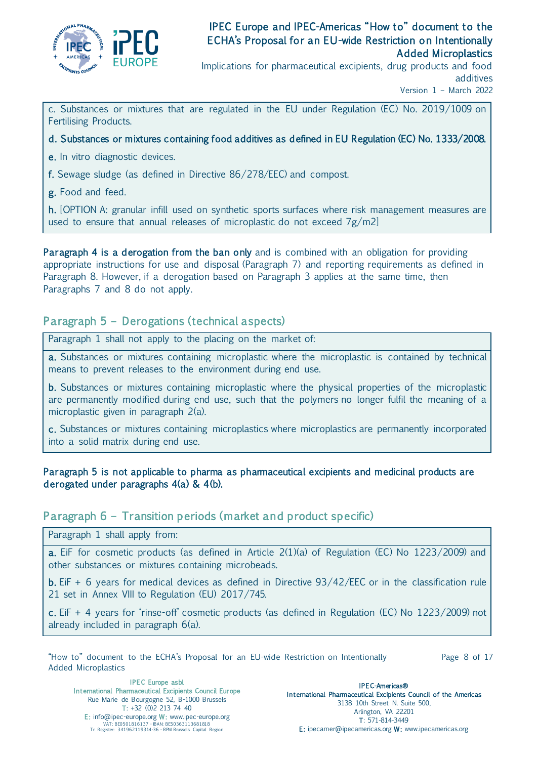c. Substances or mixtures that are regulated in the EU under Regulation (EC) No. 2019/1009 on Fertilising Products.

**d. Substances or mixtures containing food additives as defined in EU Regulation (EC) No. 1333/2008.**

**e.** In vitro diagnostic devices.

**f.** Sewage sludge (as defined in Directive 86/278/EEC) and compost.

**g.** Food and feed.

**h.** [OPTION A: granular infill used on synthetic sports surfaces where risk management measures are used to ensure that annual releases of microplastic do not exceed 7g/m2]

**Paragraph 4 is a derogation from the ban only** and is combined with an obligation for providing appropriate instructions for use and disposal (Paragraph 7) and reporting requirements as defined in Paragraph 8. However, if a derogation based on Paragraph 3 applies at the same time, then Paragraphs 7 and 8 do not apply.

## Paragraph 5 – Derogations (technical aspects)

Paragraph 1 shall not apply to the placing on the market of:

**a.** Substances or mixtures containing microplastic where the microplastic is contained by technical means to prevent releases to the environment during end use.

**b.** Substances or mixtures containing microplastic where the physical properties of the microplastic are permanently modified during end use, such that the polymers no longer fulfil the meaning of a microplastic given in paragraph 2(a).

**c.** Substances or mixtures containing microplastics where microplastics are permanently incorporated into a solid matrix during end use.

**Paragraph 5 is not applicable to pharma as pharmaceutical excipients and medicinal products are derogated under paragraphs 4(a) & 4(b).**

## Paragraph 6 – Transition periods (market and product specific)

Paragraph 1 shall apply from:

**a.** EiF for cosmetic products (as defined in Article 2(1)(a) of Regulation (EC) No 1223/2009) and other substances or mixtures containing microbeads.

**b.** EiF + 6 years for medical devices as defined in Directive 93/42/EEC or in the classification rule 21 set in Annex VIII to Regulation (EU) 2017/745.

**c.** EiF + 4 years for 'rinse-off' cosmetic products (as defined in Regulation (EC) No 1223/2009) not already included in paragraph 6(a).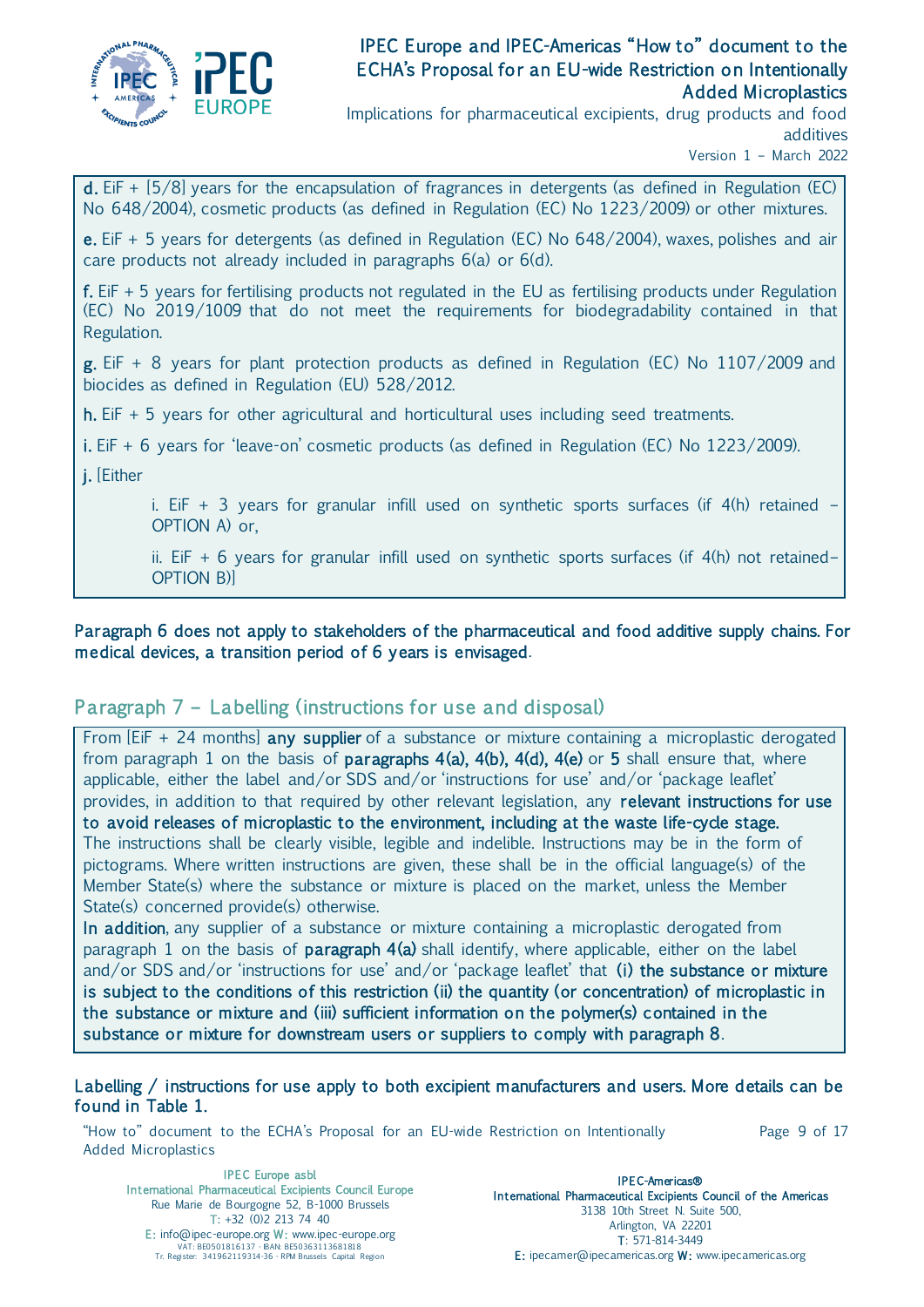**d.** EiF + [5/8] years for the encapsulation of fragrances in detergents (as defined in Regulation (EC) No 648/2004), cosmetic products (as defined in Regulation (EC) No 1223/2009) or other mixtures.

**e.** EiF + 5 years for detergents (as defined in Regulation (EC) No 648/2004), waxes, polishes and air care products not already included in paragraphs 6(a) or 6(d).

**f.** EiF + 5 years for fertilising products not regulated in the EU as fertilising products under Regulation (EC) No 2019/1009 that do not meet the requirements for biodegradability contained in that Regulation.

**g.** EiF + 8 years for plant protection products as defined in Regulation (EC) No 1107/2009 and biocides as defined in Regulation (EU) 528/2012.

**h.** EiF + 5 years for other agricultural and horticultural uses including seed treatments.

**i.** EiF + 6 years for 'leave-on' cosmetic products (as defined in Regulation (EC) No 1223/2009).

**j.** [Either

> i. EiF + 3 years for granular infill used on synthetic sports surfaces (if 4(h) retained – OPTION A) or,
>
> ii. EiF + 6 years for granular infill used on synthetic sports surfaces (if 4(h) not retained– OPTION B)]

**Paragraph 6 does not apply to stakeholders of the pharmaceutical and food additive supply chains. For medical devices, a transition period of 6 years is envisaged.**

## Paragraph 7 – Labelling (instructions for use and disposal)

From [EiF + 24 months] **any supplier** of a substance or mixture containing a microplastic derogated from paragraph 1 on the basis of **paragraphs 4(a), 4(b), 4(d), 4(e)** or **5** shall ensure that, where applicable, either the label and/or SDS and/or 'instructions for use' and/or 'package leaflet' provides, in addition to that required by other relevant legislation, any **relevant instructions for use to avoid releases of microplastic to the environment, including at the waste life-cycle stage.** The instructions shall be clearly visible, legible and indelible. Instructions may be in the form of pictograms. Where written instructions are given, these shall be in the official language(s) of the Member State(s) where the substance or mixture is placed on the market, unless the Member State(s) concerned provide(s) otherwise.

**In addition**, any supplier of a substance or mixture containing a microplastic derogated from paragraph 1 on the basis of **paragraph 4(a)** shall identify, where applicable, either on the label and/or SDS and/or 'instructions for use' and/or 'package leaflet' that **(i) the substance or mixture is subject to the conditions of this restriction (ii) the quantity (or concentration) of microplastic in the substance or mixture and (iii) sufficient information on the polymer(s) contained in the substance or mixture for downstream users or suppliers to comply with paragraph 8**.

**Labelling / instructions for use apply to both excipient manufacturers and users. More details can be found in Table 1.**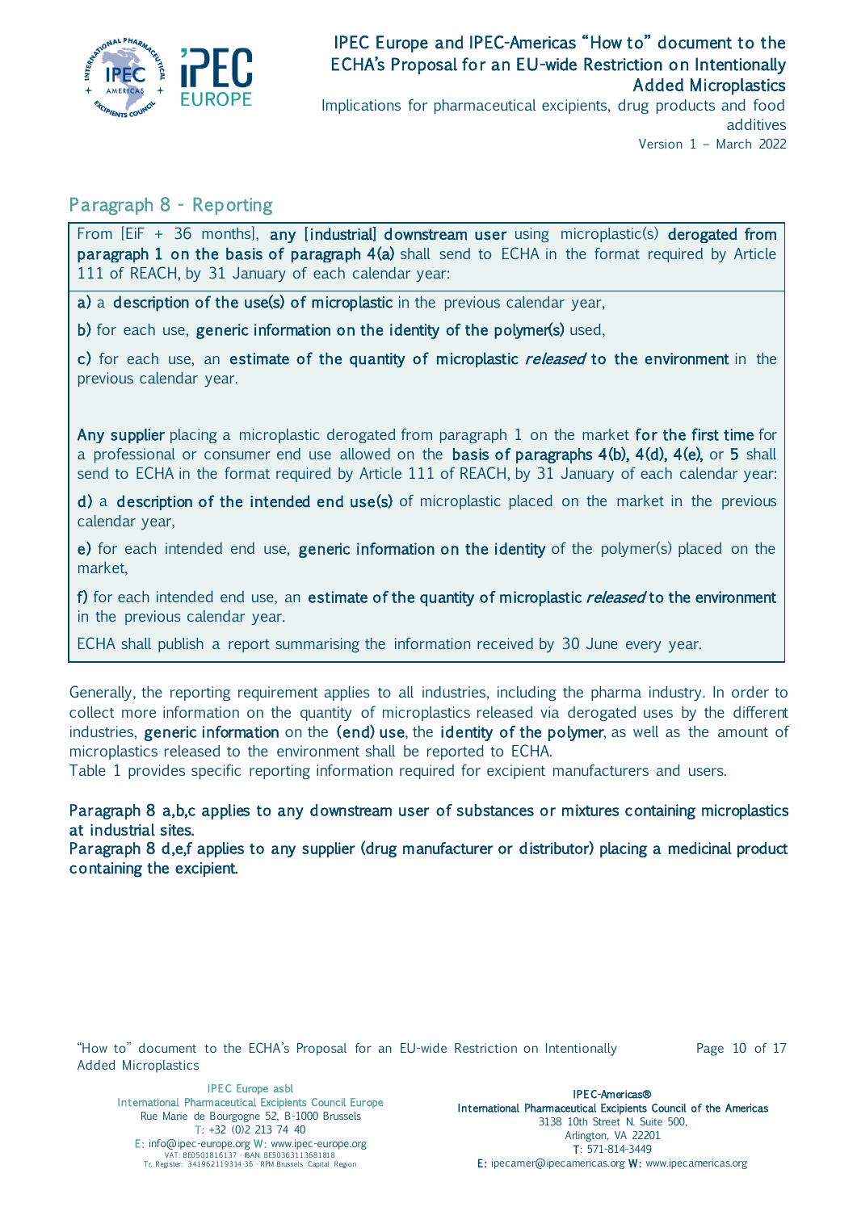## Paragraph 8 - Reporting

From [EiF + 36 months], **any [industrial] downstream user** using microplastic(s) **derogated from paragraph 1 on the basis of paragraph 4(a)** shall send to ECHA in the format required by Article 111 of REACH, by 31 January of each calendar year:

**a)** a **description of the use(s) of microplastic** in the previous calendar year,

**b)** for each use, **generic information on the identity of the polymer(s)** used,

**c)** for each use, an **estimate of the quantity of microplastic** ***released*** **to the environment** in the previous calendar year.

**Any supplier** placing a microplastic derogated from paragraph 1 on the market **for the first time** for a professional or consumer end use allowed on the **basis of paragraphs 4(b), 4(d), 4(e),** or **5** shall send to ECHA in the format required by Article 111 of REACH, by 31 January of each calendar year:

**d)** a **description of the intended end use(s)** of microplastic placed on the market in the previous calendar year,

**e)** for each intended end use, **generic information on the identity** of the polymer(s) placed on the market,

**f)** for each intended end use, an **estimate of the quantity of microplastic** ***released*** **to the environment** in the previous calendar year.

ECHA shall publish a report summarising the information received by 30 June every year.

Generally, the reporting requirement applies to all industries, including the pharma industry. In order to collect more information on the quantity of microplastics released via derogated uses by the different industries, **generic information** on the **(end) use**, the **identity of the polymer**, as well as the amount of microplastics released to the environment shall be reported to ECHA.
Table 1 provides specific reporting information required for excipient manufacturers and users.

**Paragraph 8 a,b,c applies to any downstream user of substances or mixtures containing microplastics at industrial sites.**
**Paragraph 8 d,e,f applies to any supplier (drug manufacturer or distributor) placing a medicinal product containing the excipient.**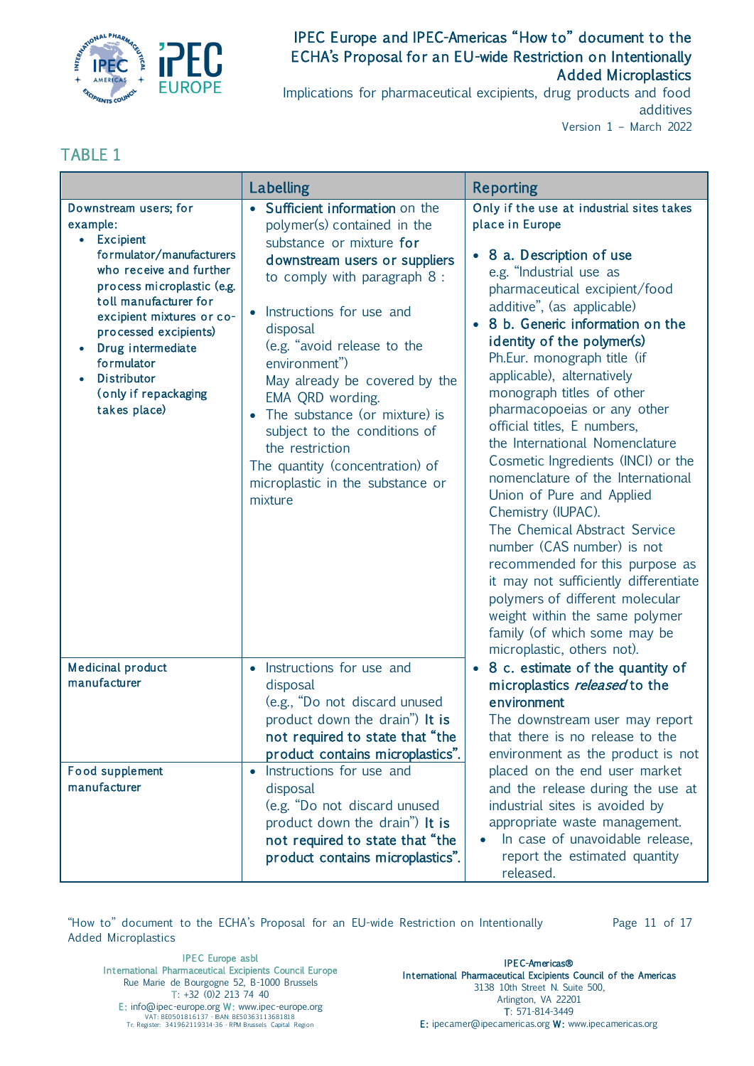## TABLE 1

| | Labelling | Reporting |
|---|---|---|
| Downstream users; for example: <br>• Excipient formulator/manufacturers who receive and further process microplastic (e.g. toll manufacturer for excipient mixtures or co-processed excipients) <br>• Drug intermediate formulator <br>• Distributor (only if repackaging takes place) | • **Sufficient information** on the polymer(s) contained in the substance or mixture **for downstream users or suppliers** to comply with paragraph 8 : <br><br>• Instructions for use and disposal (e.g. "avoid release to the environment") May already be covered by the EMA QRD wording. <br>• The substance (or mixture) is subject to the conditions of the restriction <br>The quantity (concentration) of microplastic in the substance or mixture | **Only if the use at industrial sites takes place in Europe** <br><br>• **8 a. Description of use** e.g. "Industrial use as pharmaceutical excipient/food additive", (as applicable) <br>• **8 b. Generic information on the identity of the polymer(s)** Ph.Eur. monograph title (if applicable), alternatively monograph titles of other pharmacopoeias or any other official titles, E numbers, the International Nomenclature Cosmetic Ingredients (INCI) or the nomenclature of the International Union of Pure and Applied Chemistry (IUPAC). The Chemical Abstract Service number (CAS number) is not recommended for this purpose as it may not sufficiently differentiate polymers of different molecular weight within the same polymer family (of which some may be microplastic, others not). |
| Medicinal product manufacturer | • Instructions for use and disposal (e.g., "Do not discard unused product down the drain") **It is not required to state that "the product contains microplastics".** | • **8 c. estimate of the quantity of microplastics *released* to the environment** The downstream user may report that there is no release to the environment as the product is not placed on the end user market and the release during the use at industrial sites is avoided by appropriate waste management. <br>• In case of unavoidable release, report the estimated quantity released. |
| Food supplement manufacturer | • Instructions for use and disposal (e.g. "Do not discard unused product down the drain") **It is not required to state that "the product contains microplastics".** | |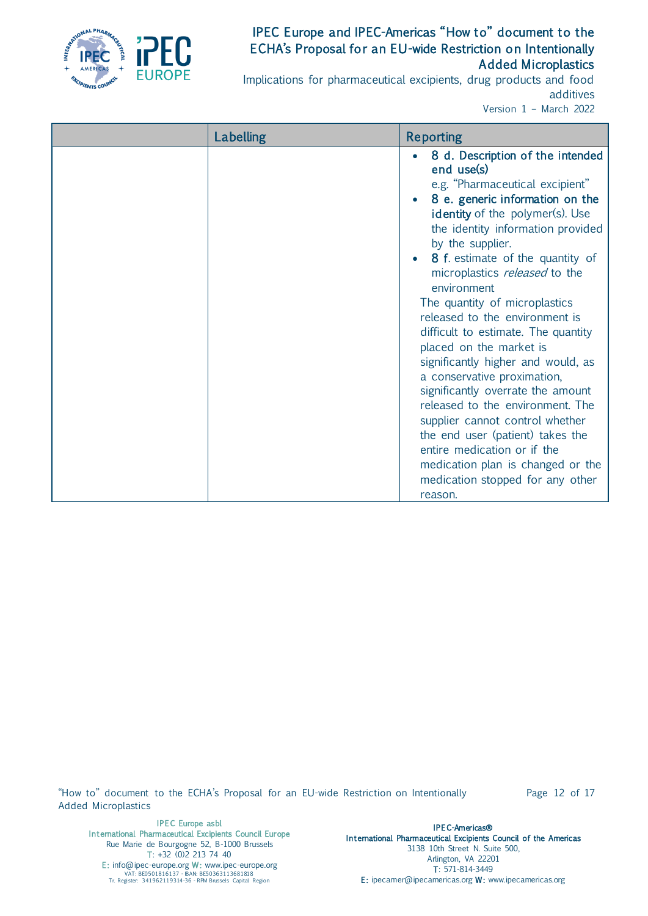| | Labelling | Reporting |
|---|---|---|
| | | • **8 d. Description of the intended end use(s)**<br>e.g. "Pharmaceutical excipient"<br>• **8 e. generic information on the identity** of the polymer(s). Use the identity information provided by the supplier.<br>• **8 f.** estimate of the quantity of microplastics *released* to the environment<br>The quantity of microplastics released to the environment is difficult to estimate. The quantity placed on the market is significantly higher and would, as a conservative proximation, significantly overrate the amount released to the environment. The supplier cannot control whether the end user (patient) takes the entire medication or if the medication plan is changed or the medication stopped for any other reason. |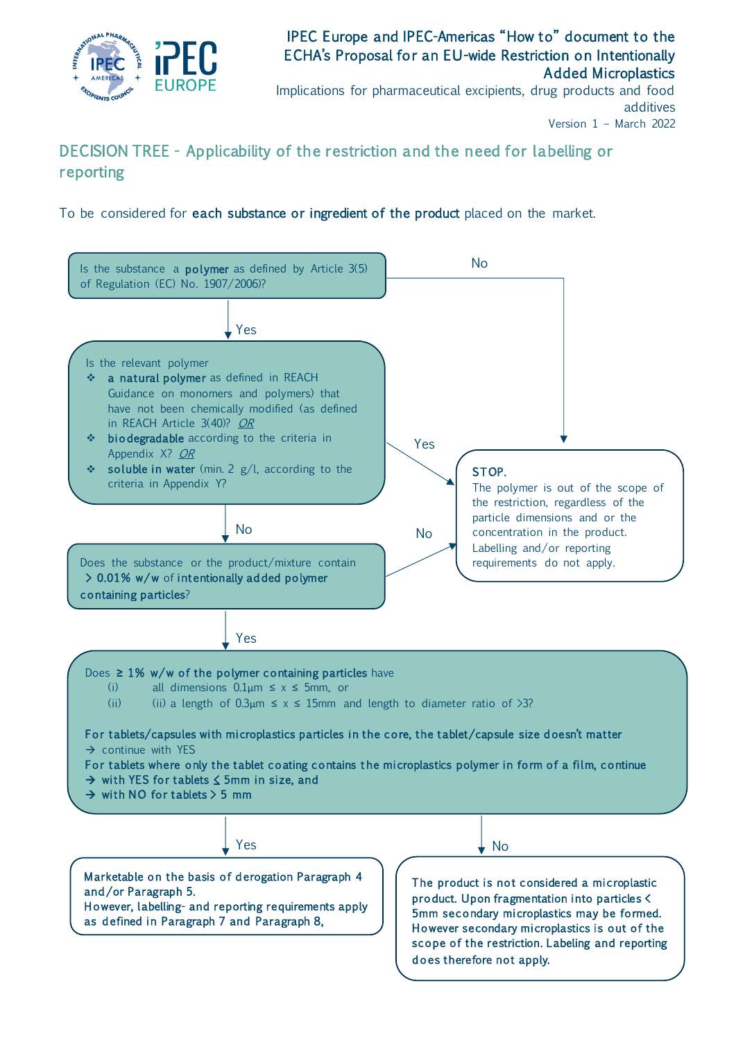## DECISION TREE - Applicability of the restriction and the need for labelling or reporting

To be considered for **each substance or ingredient of the product** placed on the market.

**Is the substance a polymer as defined by Article 3(5) of Regulation (EC) No. 1907/2006)?**

- No → STOP
- Yes → next question

**Is the relevant polymer**

- ❖ **a natural polymer** as defined in REACH Guidance on monomers and polymers) that have not been chemically modified (as defined in REACH Article 3(40)? *OR*
- ❖ **biodegradable** according to the criteria in Appendix X? *OR*
- ❖ **soluble in water** (min. 2 g/l, according to the criteria in Appendix Y?

- Yes → STOP
- No → next question

**Does the substance or the product/mixture contain > 0.01% w/w of intentionally added polymer containing particles?**

- No → STOP
- Yes → next question

**STOP.**
The polymer is out of the scope of the restriction, regardless of the particle dimensions and or the concentration in the product. Labelling and/or reporting requirements do not apply.

**Does ≥ 1% w/w of the polymer containing particles have**

(i) all dimensions 0.1µm ≤ x ≤ 5mm, or
(ii) (ii) a length of 0.3µm ≤ x ≤ 15mm and length to diameter ratio of >3?

**For tablets/capsules with microplastics particles in the core, the tablet/capsule size doesn't matter**
→ continue with YES
**For tablets where only the tablet coating contains the microplastics polymer in form of a film, continue**
→ **with YES for tablets ≤ 5mm in size, and**
→ **with NO for tablets > 5 mm**

- Yes → Marketable on the basis of derogation Paragraph 4 and/or Paragraph 5. However, labelling- and reporting requirements apply as defined in Paragraph 7 and Paragraph 8,
- No → The product is not considered a microplastic product. Upon fragmentation into particles < 5mm secondary microplastics may be formed. However secondary microplastics is out of the scope of the restriction. Labeling and reporting does therefore not apply.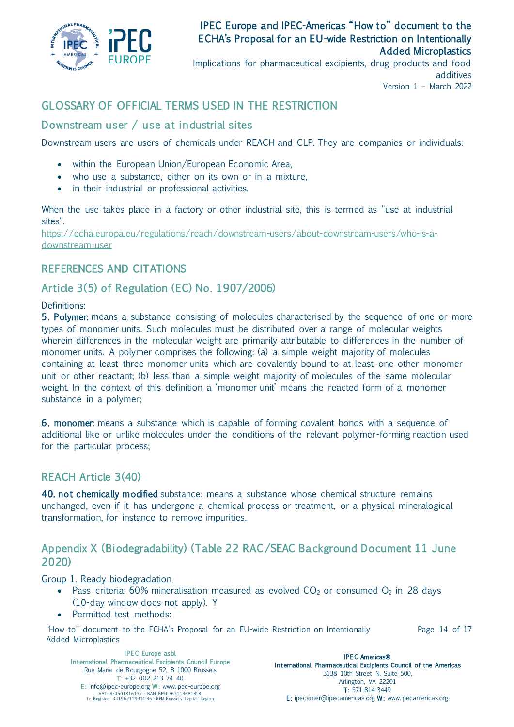## GLOSSARY OF OFFICIAL TERMS USED IN THE RESTRICTION

### Downstream user / use at industrial sites

Downstream users are users of chemicals under REACH and CLP. They are companies or individuals:

- within the European Union/European Economic Area,
- who use a substance, either on its own or in a mixture,
- in their industrial or professional activities.

When the use takes place in a factory or other industrial site, this is termed as "use at industrial sites".
https://echa.europa.eu/regulations/reach/downstream-users/about-downstream-users/who-is-a-downstream-user

## REFERENCES AND CITATIONS

### Article 3(5) of Regulation (EC) No. 1907/2006)

Definitions:
**5. Polymer:** means a substance consisting of molecules characterised by the sequence of one or more types of monomer units. Such molecules must be distributed over a range of molecular weights wherein differences in the molecular weight are primarily attributable to differences in the number of monomer units. A polymer comprises the following: (a) a simple weight majority of molecules containing at least three monomer units which are covalently bound to at least one other monomer unit or other reactant; (b) less than a simple weight majority of molecules of the same molecular weight. In the context of this definition a 'monomer unit' means the reacted form of a monomer substance in a polymer;

**6. monomer**: means a substance which is capable of forming covalent bonds with a sequence of additional like or unlike molecules under the conditions of the relevant polymer-forming reaction used for the particular process;

### REACH Article 3(40)

**40. not chemically modified** substance: means a substance whose chemical structure remains unchanged, even if it has undergone a chemical process or treatment, or a physical mineralogical transformation, for instance to remove impurities.

### Appendix X (Biodegradability) (Table 22 RAC/SEAC Background Document 11 June 2020)

Group 1. Ready biodegradation

- Pass criteria: 60% mineralisation measured as evolved $CO_2$ or consumed $O_2$ in 28 days (10-day window does not apply). Y
- Permitted test methods: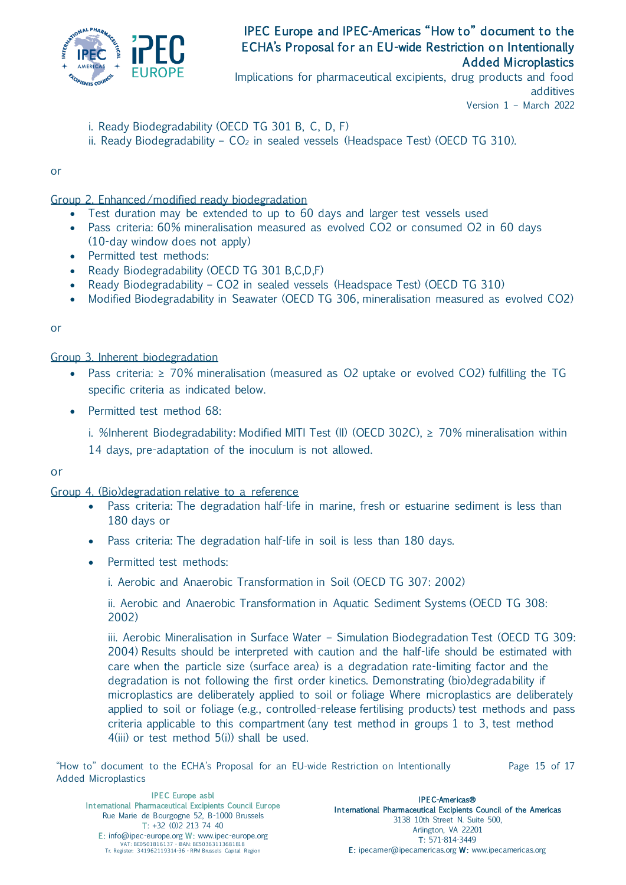i. Ready Biodegradability (OECD TG 301 B, C, D, F)

ii. Ready Biodegradability – $CO_2$ in sealed vessels (Headspace Test) (OECD TG 310).

or

Group 2. Enhanced/modified ready biodegradation

- Test duration may be extended to up to 60 days and larger test vessels used
- Pass criteria: 60% mineralisation measured as evolved $CO_2$ or consumed $O_2$ in 60 days (10-day window does not apply)
- Permitted test methods:
- Ready Biodegradability (OECD TG 301 B,C,D,F)
- Ready Biodegradability – $CO_2$ in sealed vessels (Headspace Test) (OECD TG 310)
- Modified Biodegradability in Seawater (OECD TG 306, mineralisation measured as evolved $CO_2$)

or

Group 3. Inherent biodegradation

- Pass criteria: ≥ 70% mineralisation (measured as $O_2$ uptake or evolved $CO_2$) fulfilling the TG specific criteria as indicated below.
- Permitted test method 68:

  i. %Inherent Biodegradability: Modified MITI Test (II) (OECD 302C), ≥ 70% mineralisation within 14 days, pre-adaptation of the inoculum is not allowed.

or

Group 4. (Bio)degradation relative to a reference

- Pass criteria: The degradation half-life in marine, fresh or estuarine sediment is less than 180 days or
- Pass criteria: The degradation half-life in soil is less than 180 days.
- Permitted test methods:

  i. Aerobic and Anaerobic Transformation in Soil (OECD TG 307: 2002)

  ii. Aerobic and Anaerobic Transformation in Aquatic Sediment Systems (OECD TG 308: 2002)

  iii. Aerobic Mineralisation in Surface Water – Simulation Biodegradation Test (OECD TG 309: 2004) Results should be interpreted with caution and the half-life should be estimated with care when the particle size (surface area) is a degradation rate-limiting factor and the degradation is not following the first order kinetics. Demonstrating (bio)degradability if microplastics are deliberately applied to soil or foliage Where microplastics are deliberately applied to soil or foliage (e.g., controlled-release fertilising products) test methods and pass criteria applicable to this compartment (any test method in groups 1 to 3, test method 4(iii) or test method 5(i)) shall be used.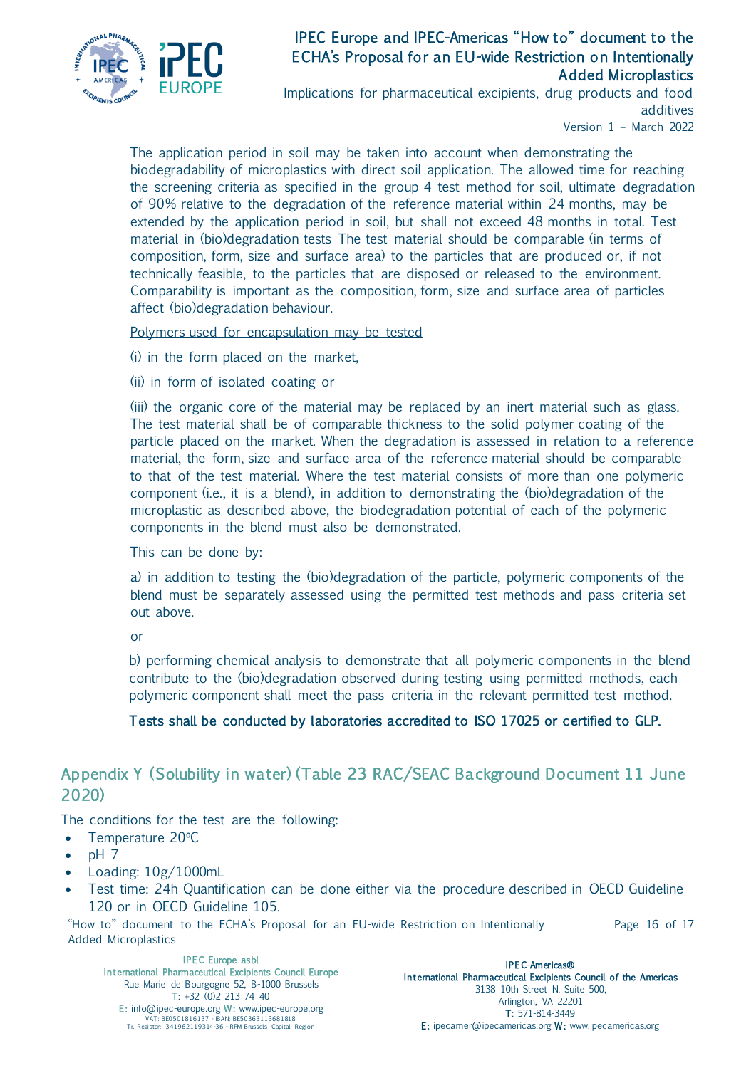The application period in soil may be taken into account when demonstrating the biodegradability of microplastics with direct soil application. The allowed time for reaching the screening criteria as specified in the group 4 test method for soil, ultimate degradation of 90% relative to the degradation of the reference material within 24 months, may be extended by the application period in soil, but shall not exceed 48 months in total. Test material in (bio)degradation tests The test material should be comparable (in terms of composition, form, size and surface area) to the particles that are produced or, if not technically feasible, to the particles that are disposed or released to the environment. Comparability is important as the composition, form, size and surface area of particles affect (bio)degradation behaviour.

<u>Polymers used for encapsulation may be tested</u>

(i) in the form placed on the market,

(ii) in form of isolated coating or

(iii) the organic core of the material may be replaced by an inert material such as glass. The test material shall be of comparable thickness to the solid polymer coating of the particle placed on the market. When the degradation is assessed in relation to a reference material, the form, size and surface area of the reference material should be comparable to that of the test material. Where the test material consists of more than one polymeric component (i.e., it is a blend), in addition to demonstrating the (bio)degradation of the microplastic as described above, the biodegradation potential of each of the polymeric components in the blend must also be demonstrated.

This can be done by:

a) in addition to testing the (bio)degradation of the particle, polymeric components of the blend must be separately assessed using the permitted test methods and pass criteria set out above.

or

b) performing chemical analysis to demonstrate that all polymeric components in the blend contribute to the (bio)degradation observed during testing using permitted methods, each polymeric component shall meet the pass criteria in the relevant permitted test method.

**Tests shall be conducted by laboratories accredited to ISO 17025 or certified to GLP.**

## Appendix Y (Solubility in water) (Table 23 RAC/SEAC Background Document 11 June 2020)

The conditions for the test are the following:

- Temperature 20ºC
- pH 7
- Loading: 10g/1000mL
- Test time: 24h Quantification can be done either via the procedure described in OECD Guideline 120 or in OECD Guideline 105.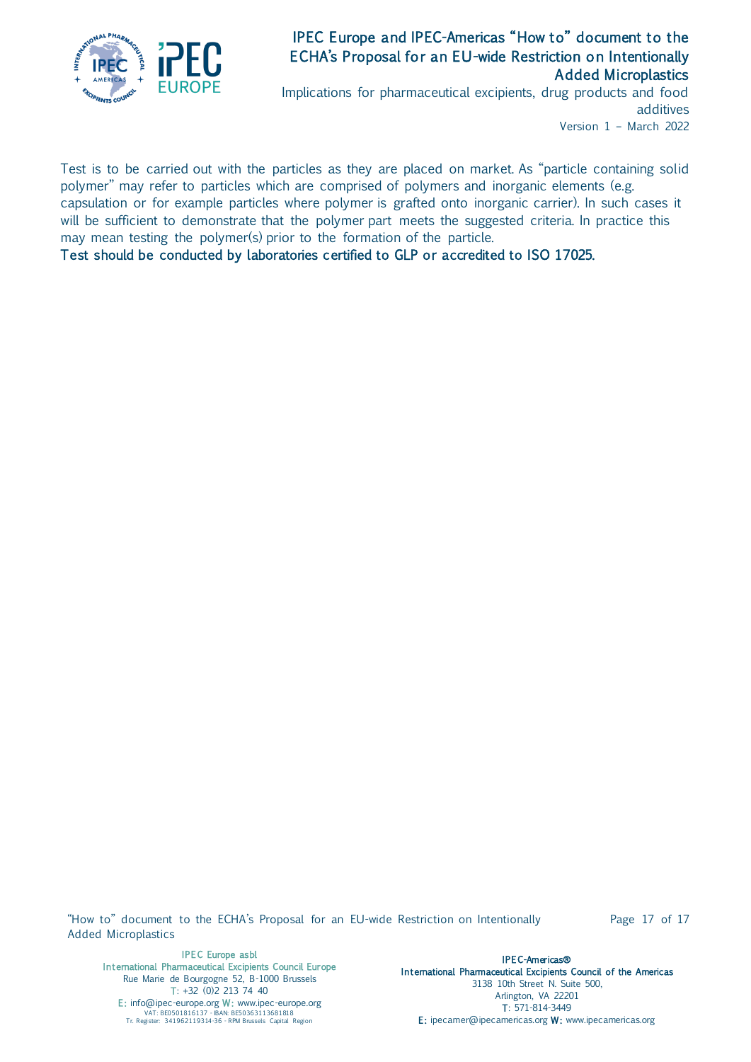Test is to be carried out with the particles as they are placed on market. As "particle containing solid polymer" may refer to particles which are comprised of polymers and inorganic elements (e.g. capsulation or for example particles where polymer is grafted onto inorganic carrier). In such cases it will be sufficient to demonstrate that the polymer part meets the suggested criteria. In practice this may mean testing the polymer(s) prior to the formation of the particle.

**Test should be conducted by laboratories certified to GLP or accredited to ISO 17025.**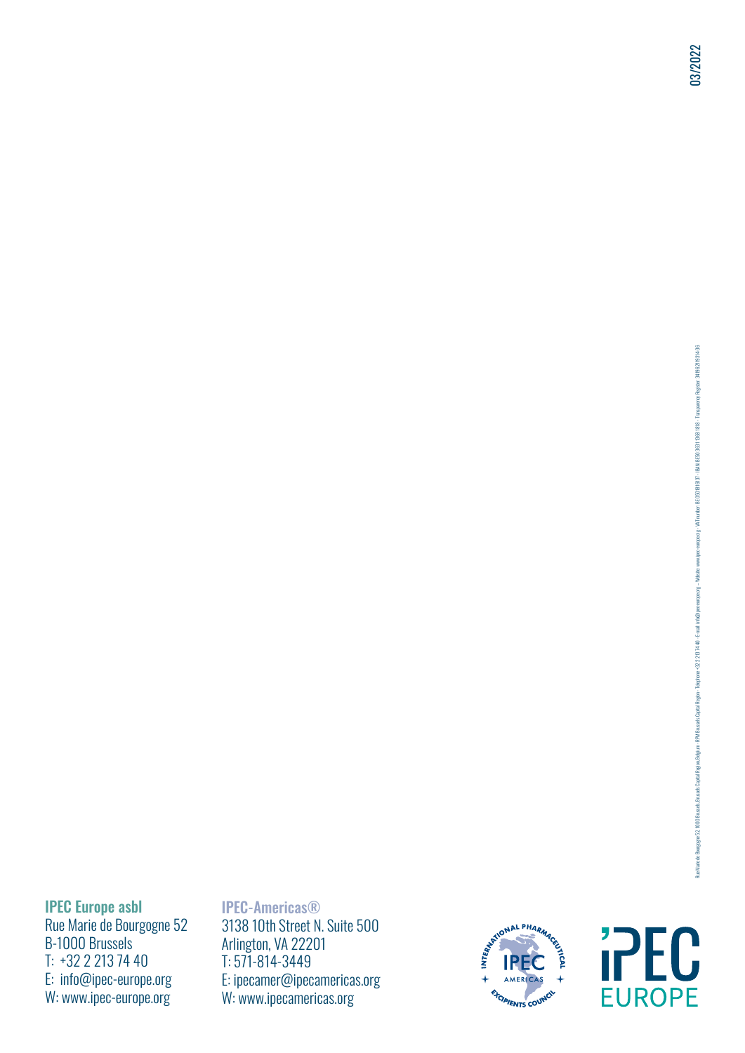**IPEC Europe asbl**
Rue Marie de Bourgogne 52
B-1000 Brussels
T: +32 2 213 74 40
E: info@ipec-europe.org
W: www.ipec-europe.org

**IPEC-Americas®**
3138 10th Street N. Suite 500
Arlington, VA 22201
T: 571-814-3449
E: ipecamer@ipecamericas.org
W: www.ipecamericas.org

03/2022